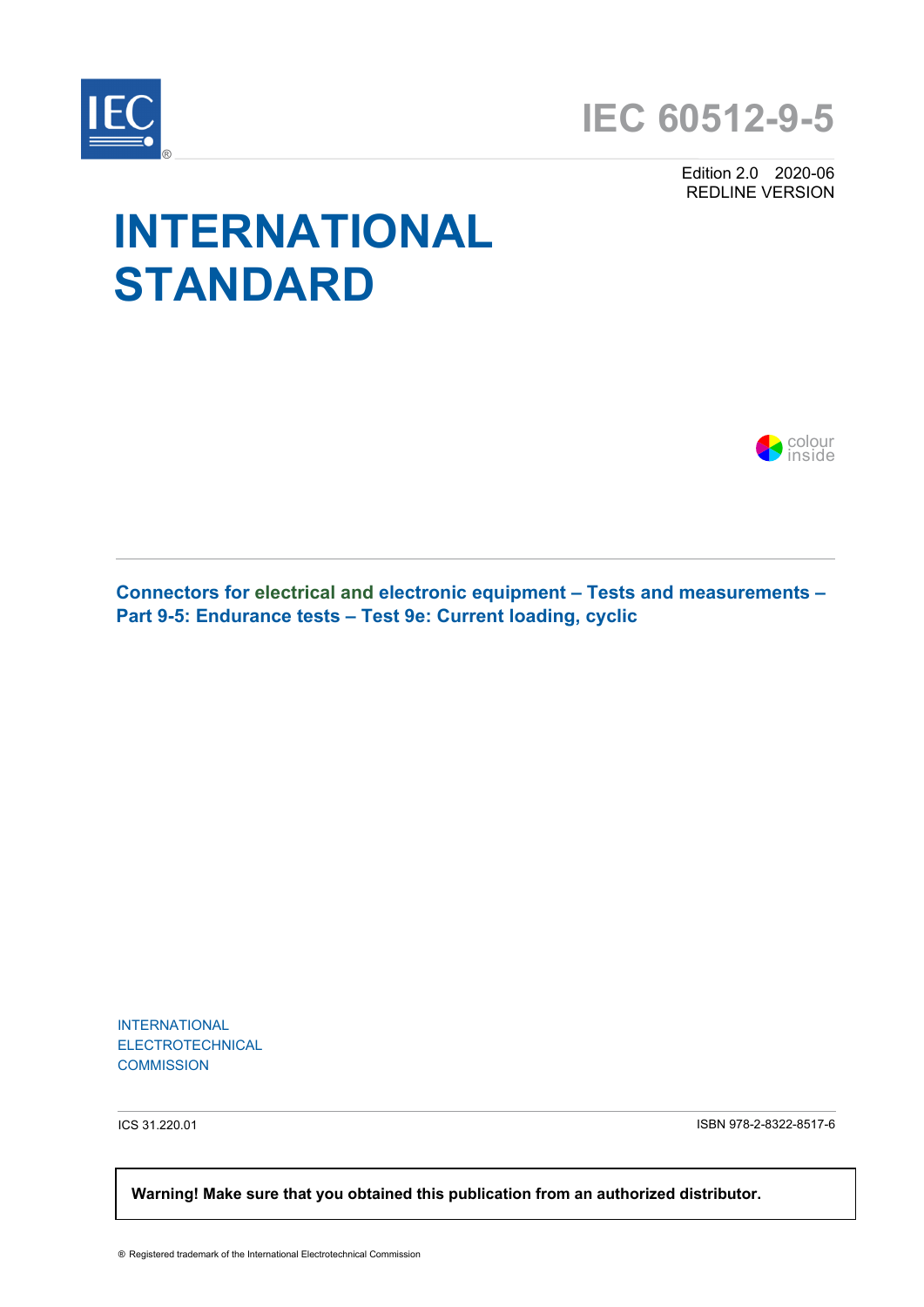# IEC 60512-9-5

Edition 2.0 2020-06
REDLINE VERSION

# INTERNATIONAL STANDARD

colour inside

**Connectors for electrical and electronic equipment – Tests and measurements – Part 9-5: Endurance tests – Test 9e: Current loading, cyclic**

INTERNATIONAL
ELECTROTECHNICAL
COMMISSION

ICS 31.220.01

ISBN 978-2-8322-8517-6

**Warning! Make sure that you obtained this publication from an authorized distributor.**

® Registered trademark of the International Electrotechnical Commission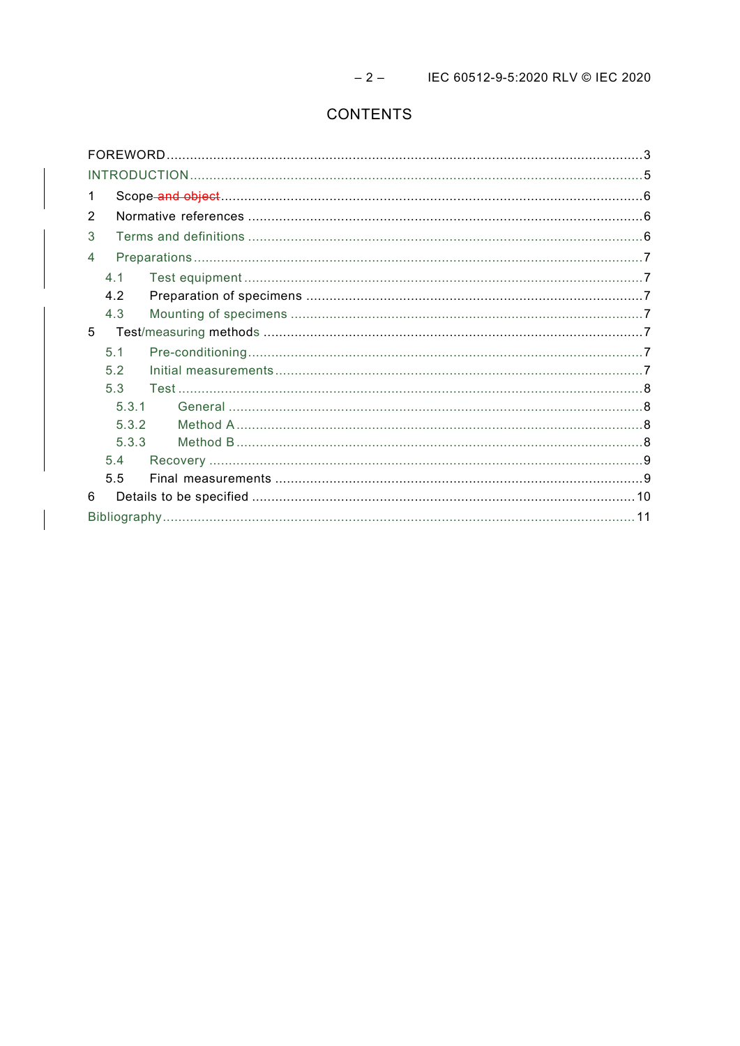# CONTENTS

FOREWORD ........................................................................................................................... 3
INTRODUCTION ..................................................................................................................... 5
1 Scope ~~and object~~ ............................................................................................................ 6
2 Normative references ....................................................................................................... 6
3 Terms and definitions ....................................................................................................... 6
4 Preparations ..................................................................................................................... 7
 4.1 Test equipment ......................................................................................................... 7
 4.2 Preparation of specimens ......................................................................................... 7
 4.3 Mounting of specimens ............................................................................................. 7
5 Test/measuring methods ................................................................................................... 7
 5.1 Pre-conditioning ........................................................................................................ 7
 5.2 Initial measurements ................................................................................................. 7
 5.3 Test .......................................................................................................................... 8
  5.3.1 General ............................................................................................................. 8
  5.3.2 Method A ........................................................................................................... 8
  5.3.3 Method B ........................................................................................................... 8
 5.4 Recovery .................................................................................................................. 9
 5.5 Final measurements .................................................................................................. 9
6 Details to be specified ..................................................................................................... 10
Bibliography ......................................................................................................................... 11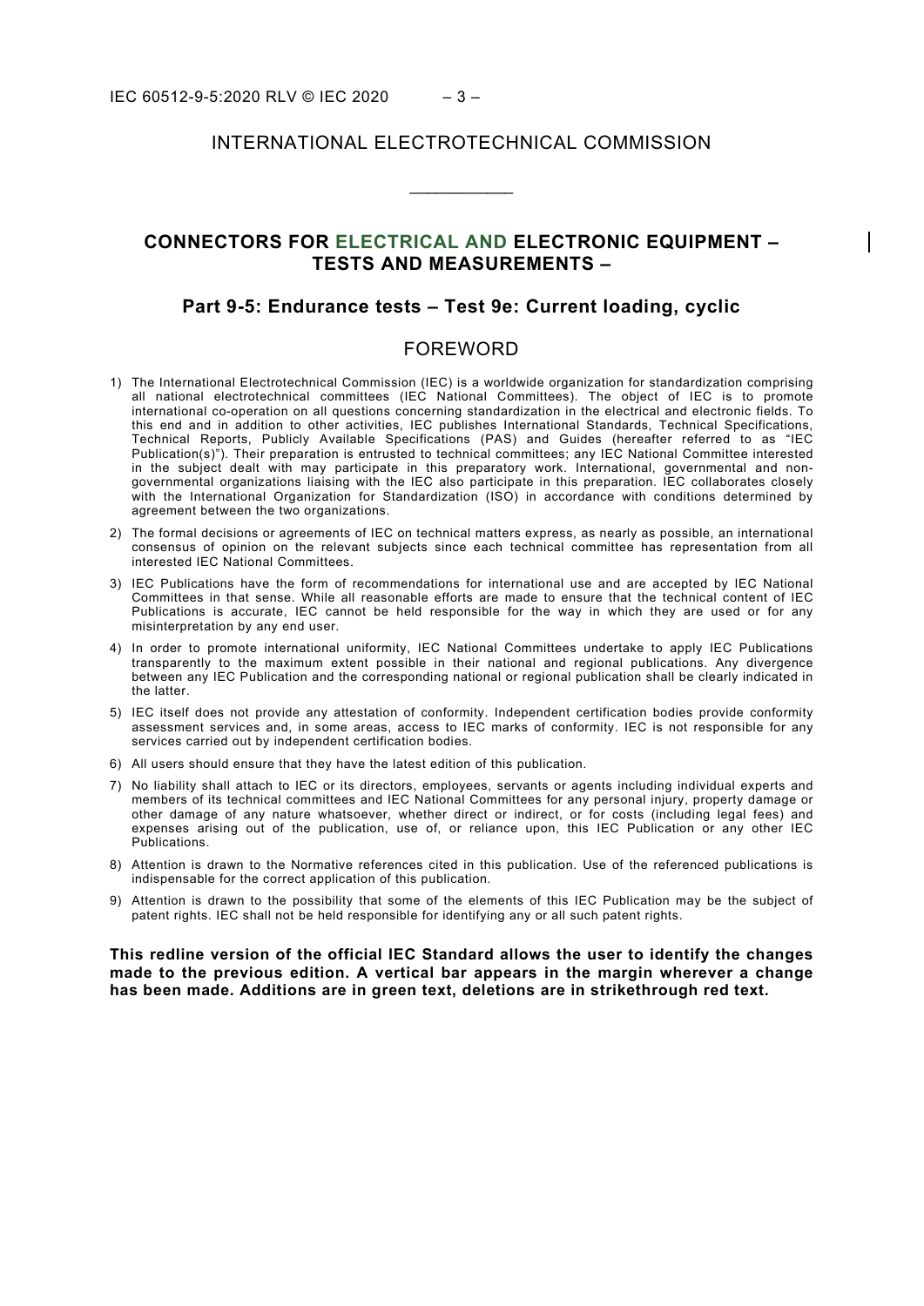INTERNATIONAL ELECTROTECHNICAL COMMISSION

___________

## CONNECTORS FOR ELECTRICAL AND ELECTRONIC EQUIPMENT – TESTS AND MEASUREMENTS –

### Part 9-5: Endurance tests – Test 9e: Current loading, cyclic

## FOREWORD

1) The International Electrotechnical Commission (IEC) is a worldwide organization for standardization comprising all national electrotechnical committees (IEC National Committees). The object of IEC is to promote international co-operation on all questions concerning standardization in the electrical and electronic fields. To this end and in addition to other activities, IEC publishes International Standards, Technical Specifications, Technical Reports, Publicly Available Specifications (PAS) and Guides (hereafter referred to as "IEC Publication(s)"). Their preparation is entrusted to technical committees; any IEC National Committee interested in the subject dealt with may participate in this preparatory work. International, governmental and non-governmental organizations liaising with the IEC also participate in this preparation. IEC collaborates closely with the International Organization for Standardization (ISO) in accordance with conditions determined by agreement between the two organizations.

2) The formal decisions or agreements of IEC on technical matters express, as nearly as possible, an international consensus of opinion on the relevant subjects since each technical committee has representation from all interested IEC National Committees.

3) IEC Publications have the form of recommendations for international use and are accepted by IEC National Committees in that sense. While all reasonable efforts are made to ensure that the technical content of IEC Publications is accurate, IEC cannot be held responsible for the way in which they are used or for any misinterpretation by any end user.

4) In order to promote international uniformity, IEC National Committees undertake to apply IEC Publications transparently to the maximum extent possible in their national and regional publications. Any divergence between any IEC Publication and the corresponding national or regional publication shall be clearly indicated in the latter.

5) IEC itself does not provide any attestation of conformity. Independent certification bodies provide conformity assessment services and, in some areas, access to IEC marks of conformity. IEC is not responsible for any services carried out by independent certification bodies.

6) All users should ensure that they have the latest edition of this publication.

7) No liability shall attach to IEC or its directors, employees, servants or agents including individual experts and members of its technical committees and IEC National Committees for any personal injury, property damage or other damage of any nature whatsoever, whether direct or indirect, or for costs (including legal fees) and expenses arising out of the publication, use of, or reliance upon, this IEC Publication or any other IEC Publications.

8) Attention is drawn to the Normative references cited in this publication. Use of the referenced publications is indispensable for the correct application of this publication.

9) Attention is drawn to the possibility that some of the elements of this IEC Publication may be the subject of patent rights. IEC shall not be held responsible for identifying any or all such patent rights.

**This redline version of the official IEC Standard allows the user to identify the changes made to the previous edition. A vertical bar appears in the margin wherever a change has been made. Additions are in green text, deletions are in strikethrough red text.**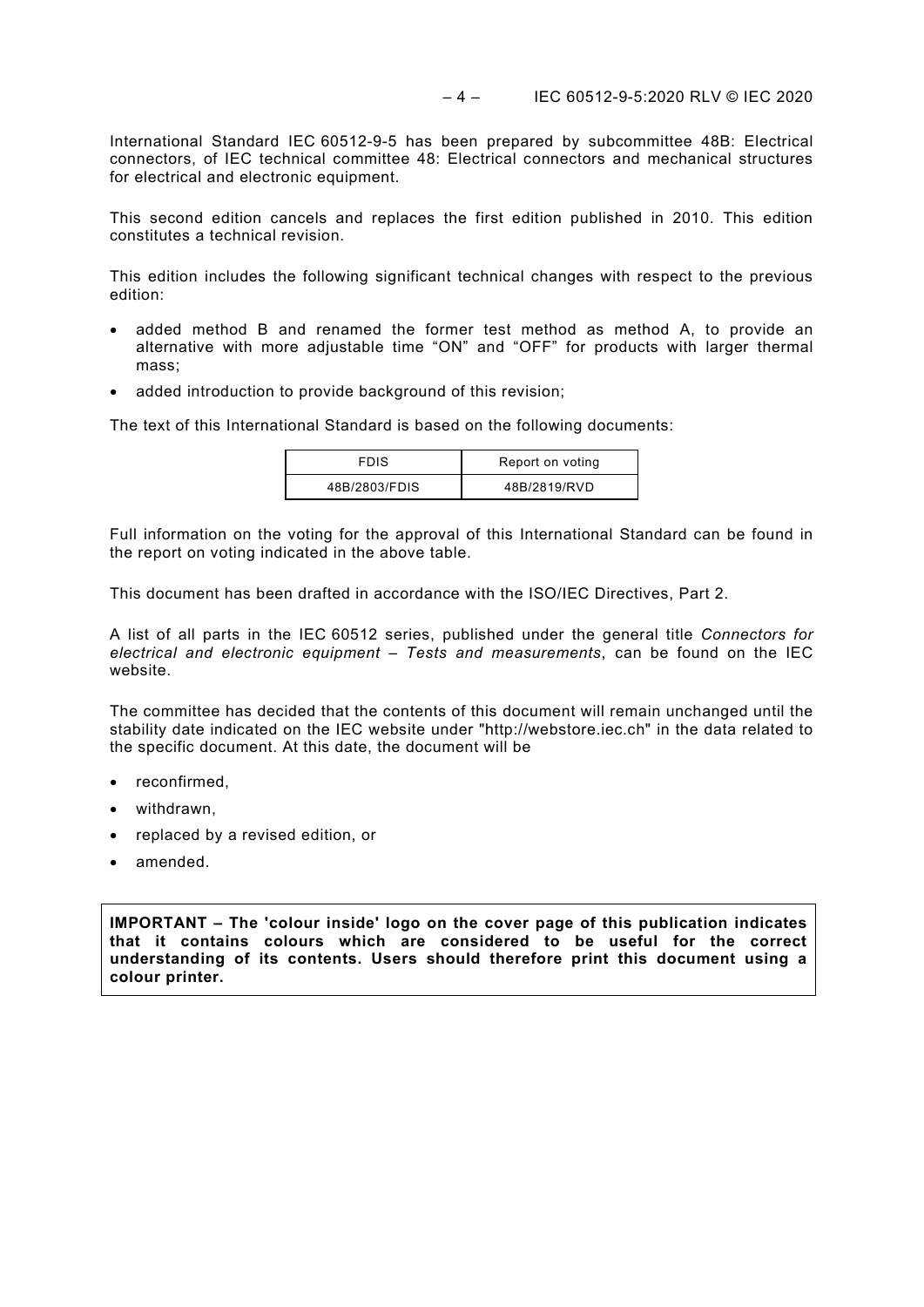International Standard IEC 60512-9-5 has been prepared by subcommittee 48B: Electrical connectors, of IEC technical committee 48: Electrical connectors and mechanical structures for electrical and electronic equipment.

This second edition cancels and replaces the first edition published in 2010. This edition constitutes a technical revision.

This edition includes the following significant technical changes with respect to the previous edition:

- added method B and renamed the former test method as method A, to provide an alternative with more adjustable time “ON” and “OFF” for products with larger thermal mass;
- added introduction to provide background of this revision;

The text of this International Standard is based on the following documents:

| FDIS | Report on voting |
| --- | --- |
| 48B/2803/FDIS | 48B/2819/RVD |

Full information on the voting for the approval of this International Standard can be found in the report on voting indicated in the above table.

This document has been drafted in accordance with the ISO/IEC Directives, Part 2.

A list of all parts in the IEC 60512 series, published under the general title *Connectors for electrical and electronic equipment – Tests and measurements*, can be found on the IEC website.

The committee has decided that the contents of this document will remain unchanged until the stability date indicated on the IEC website under "http://webstore.iec.ch" in the data related to the specific document. At this date, the document will be

- reconfirmed,
- withdrawn,
- replaced by a revised edition, or
- amended.

**IMPORTANT – The 'colour inside' logo on the cover page of this publication indicates that it contains colours which are considered to be useful for the correct understanding of its contents. Users should therefore print this document using a colour printer.**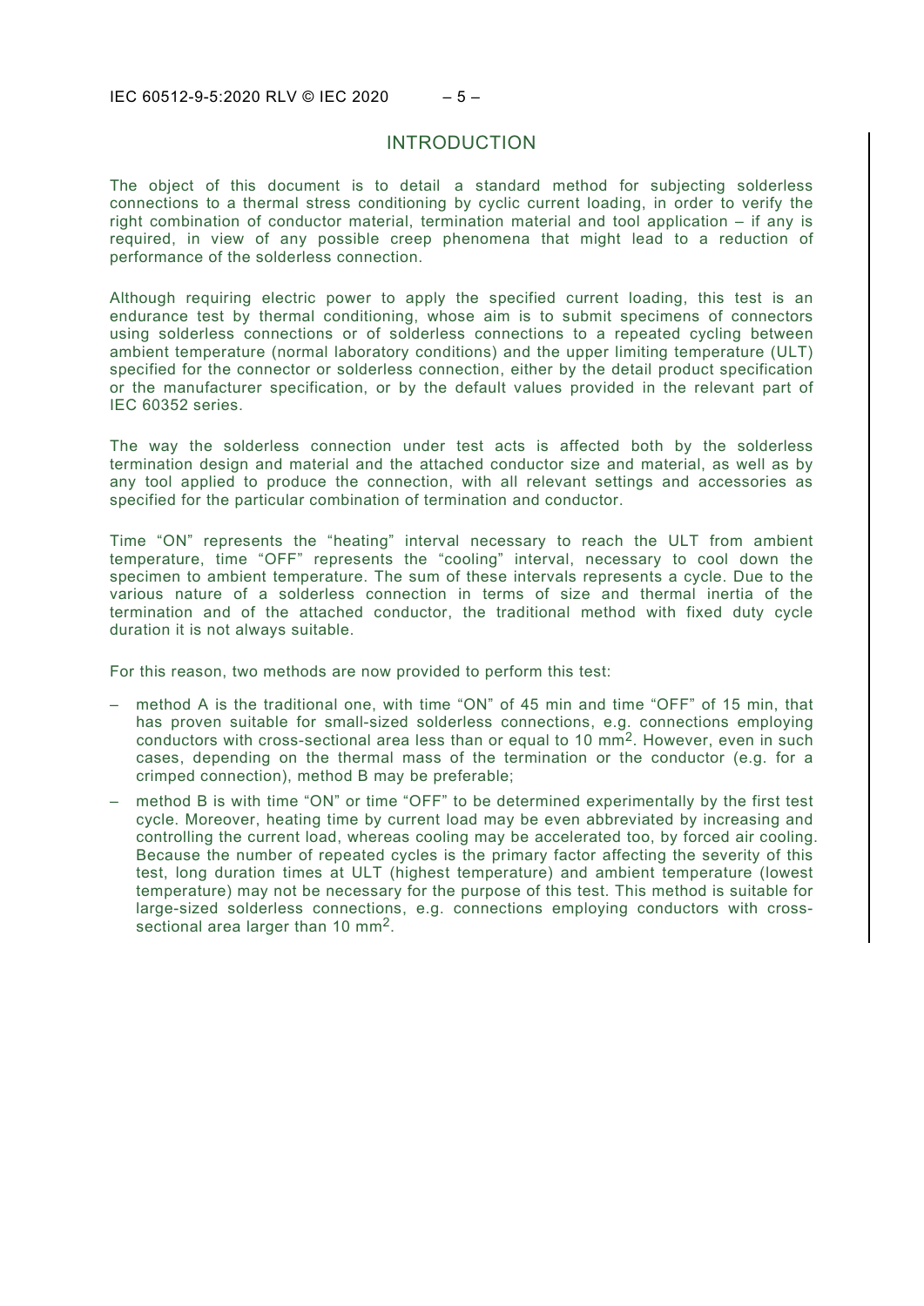# INTRODUCTION

The object of this document is to detail a standard method for subjecting solderless connections to a thermal stress conditioning by cyclic current loading, in order to verify the right combination of conductor material, termination material and tool application – if any is required, in view of any possible creep phenomena that might lead to a reduction of performance of the solderless connection.

Although requiring electric power to apply the specified current loading, this test is an endurance test by thermal conditioning, whose aim is to submit specimens of connectors using solderless connections or of solderless connections to a repeated cycling between ambient temperature (normal laboratory conditions) and the upper limiting temperature (ULT) specified for the connector or solderless connection, either by the detail product specification or the manufacturer specification, or by the default values provided in the relevant part of IEC 60352 series.

The way the solderless connection under test acts is affected both by the solderless termination design and material and the attached conductor size and material, as well as by any tool applied to produce the connection, with all relevant settings and accessories as specified for the particular combination of termination and conductor.

Time "ON" represents the "heating" interval necessary to reach the ULT from ambient temperature, time "OFF" represents the "cooling" interval, necessary to cool down the specimen to ambient temperature. The sum of these intervals represents a cycle. Due to the various nature of a solderless connection in terms of size and thermal inertia of the termination and of the attached conductor, the traditional method with fixed duty cycle duration it is not always suitable.

For this reason, two methods are now provided to perform this test:

- method A is the traditional one, with time "ON" of 45 min and time "OFF" of 15 min, that has proven suitable for small-sized solderless connections, e.g. connections employing conductors with cross-sectional area less than or equal to 10 mm$^2$. However, even in such cases, depending on the thermal mass of the termination or the conductor (e.g. for a crimped connection), method B may be preferable;
- method B is with time "ON" or time "OFF" to be determined experimentally by the first test cycle. Moreover, heating time by current load may be even abbreviated by increasing and controlling the current load, whereas cooling may be accelerated too, by forced air cooling. Because the number of repeated cycles is the primary factor affecting the severity of this test, long duration times at ULT (highest temperature) and ambient temperature (lowest temperature) may not be necessary for the purpose of this test. This method is suitable for large-sized solderless connections, e.g. connections employing conductors with cross-sectional area larger than 10 mm$^2$.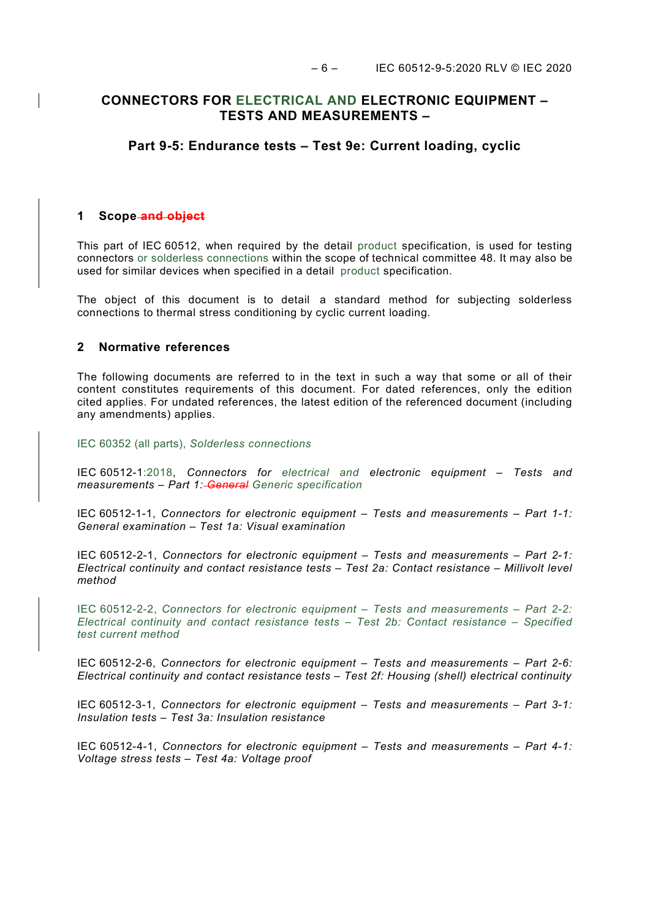# CONNECTORS FOR ELECTRICAL AND ELECTRONIC EQUIPMENT – TESTS AND MEASUREMENTS –

## Part 9-5: Endurance tests – Test 9e: Current loading, cyclic

### 1 Scope ~~and object~~

This part of IEC 60512, when required by the detail product specification, is used for testing connectors or solderless connections within the scope of technical committee 48. It may also be used for similar devices when specified in a detail product specification.

The object of this document is to detail a standard method for subjecting solderless connections to thermal stress conditioning by cyclic current loading.

### 2 Normative references

The following documents are referred to in the text in such a way that some or all of their content constitutes requirements of this document. For dated references, only the edition cited applies. For undated references, the latest edition of the referenced document (including any amendments) applies.

IEC 60352 (all parts), *Solderless connections*

IEC 60512-1:2018, *Connectors for electrical and electronic equipment – Tests and measurements – Part 1: ~~General~~ Generic specification*

IEC 60512-1-1, *Connectors for electronic equipment – Tests and measurements – Part 1-1: General examination – Test 1a: Visual examination*

IEC 60512-2-1, *Connectors for electronic equipment – Tests and measurements – Part 2-1: Electrical continuity and contact resistance tests – Test 2a: Contact resistance – Millivolt level method*

IEC 60512-2-2, *Connectors for electronic equipment – Tests and measurements – Part 2-2: Electrical continuity and contact resistance tests – Test 2b: Contact resistance – Specified test current method*

IEC 60512-2-6, *Connectors for electronic equipment – Tests and measurements – Part 2-6: Electrical continuity and contact resistance tests – Test 2f: Housing (shell) electrical continuity*

IEC 60512-3-1, *Connectors for electronic equipment – Tests and measurements – Part 3-1: Insulation tests – Test 3a: Insulation resistance*

IEC 60512-4-1, *Connectors for electronic equipment – Tests and measurements – Part 4-1: Voltage stress tests – Test 4a: Voltage proof*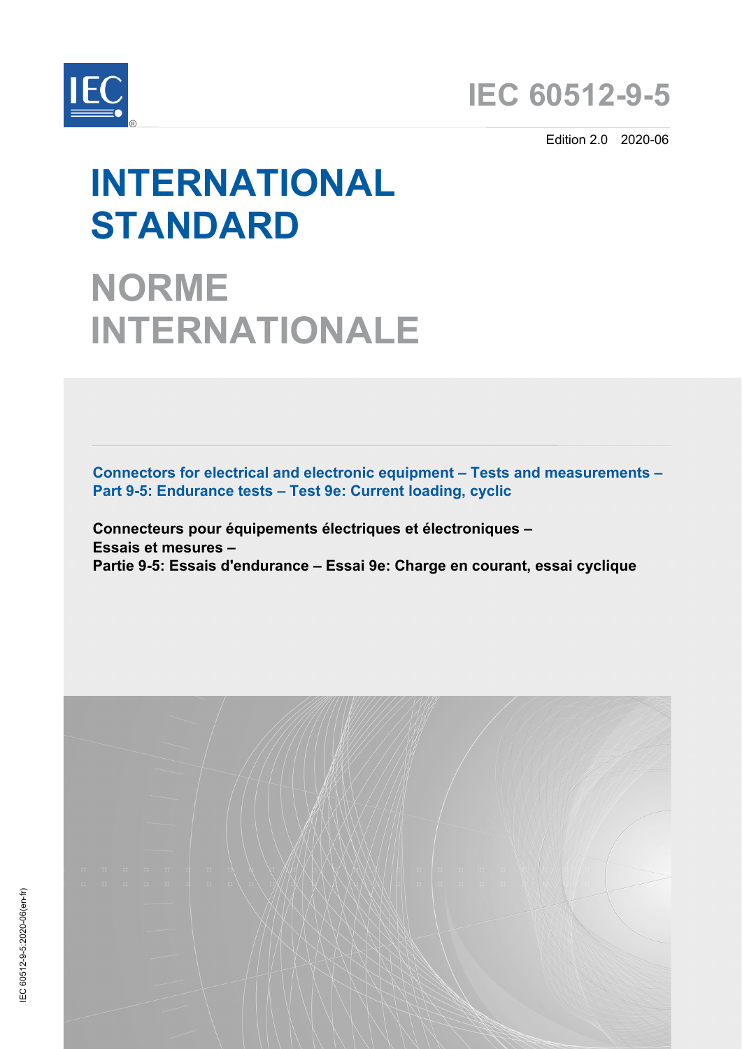# IEC 60512-9-5

Edition 2.0 2020-06

# INTERNATIONAL STANDARD

# NORME INTERNATIONALE

**Connectors for electrical and electronic equipment – Tests and measurements – Part 9-5: Endurance tests – Test 9e: Current loading, cyclic**

**Connecteurs pour équipements électriques et électroniques – Essais et mesures – Partie 9-5: Essais d'endurance – Essai 9e: Charge en courant, essai cyclique**

IEC 60512-9-5:2020-06(en-fr)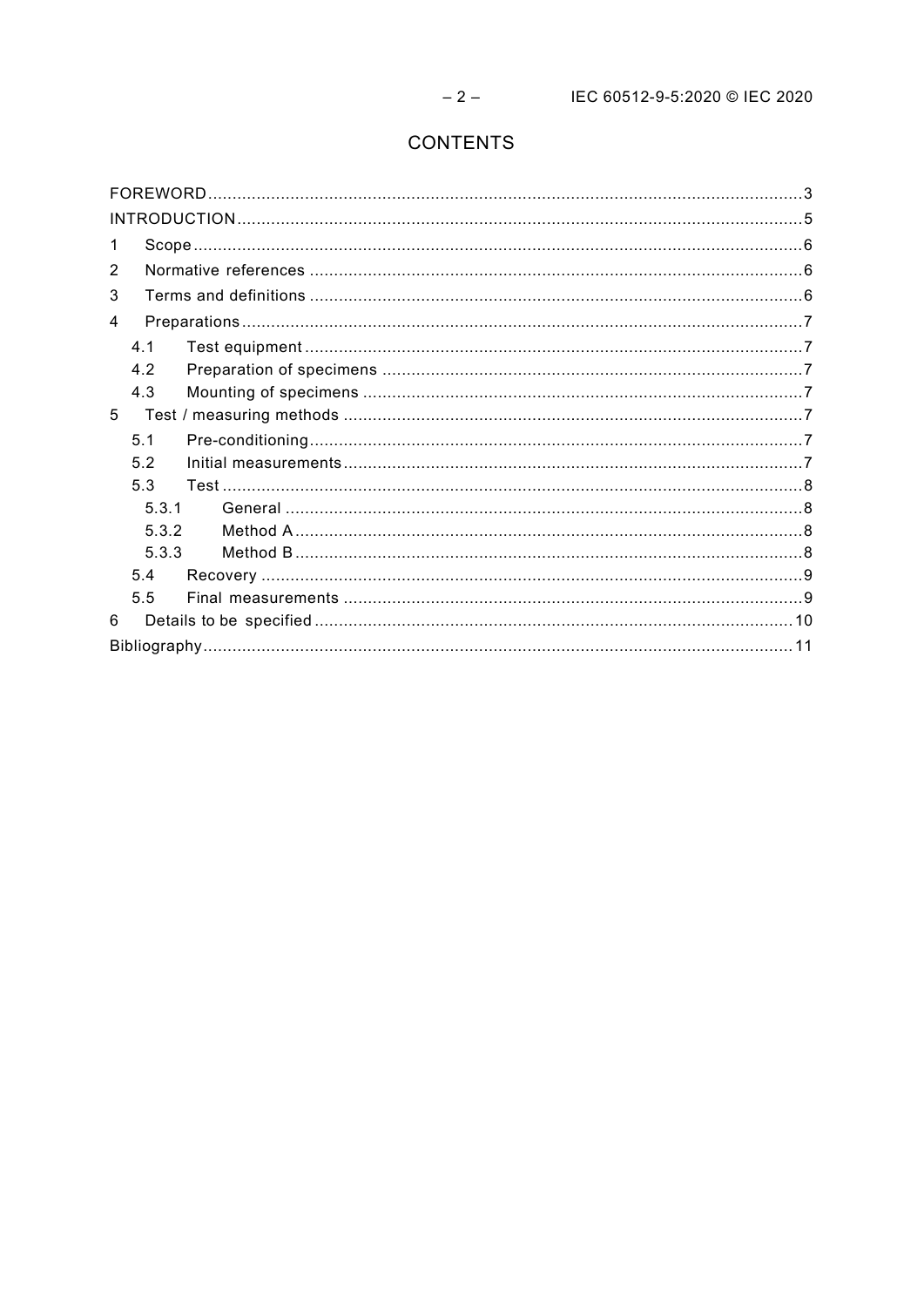# CONTENTS

FOREWORD ... 3
INTRODUCTION ... 5
1 Scope ... 6
2 Normative references ... 6
3 Terms and definitions ... 6
4 Preparations ... 7
 4.1 Test equipment ... 7
 4.2 Preparation of specimens ... 7
 4.3 Mounting of specimens ... 7
5 Test / measuring methods ... 7
 5.1 Pre-conditioning ... 7
 5.2 Initial measurements ... 7
 5.3 Test ... 8
  5.3.1 General ... 8
  5.3.2 Method A ... 8
  5.3.3 Method B ... 8
 5.4 Recovery ... 9
 5.5 Final measurements ... 9
6 Details to be specified ... 10
Bibliography ... 11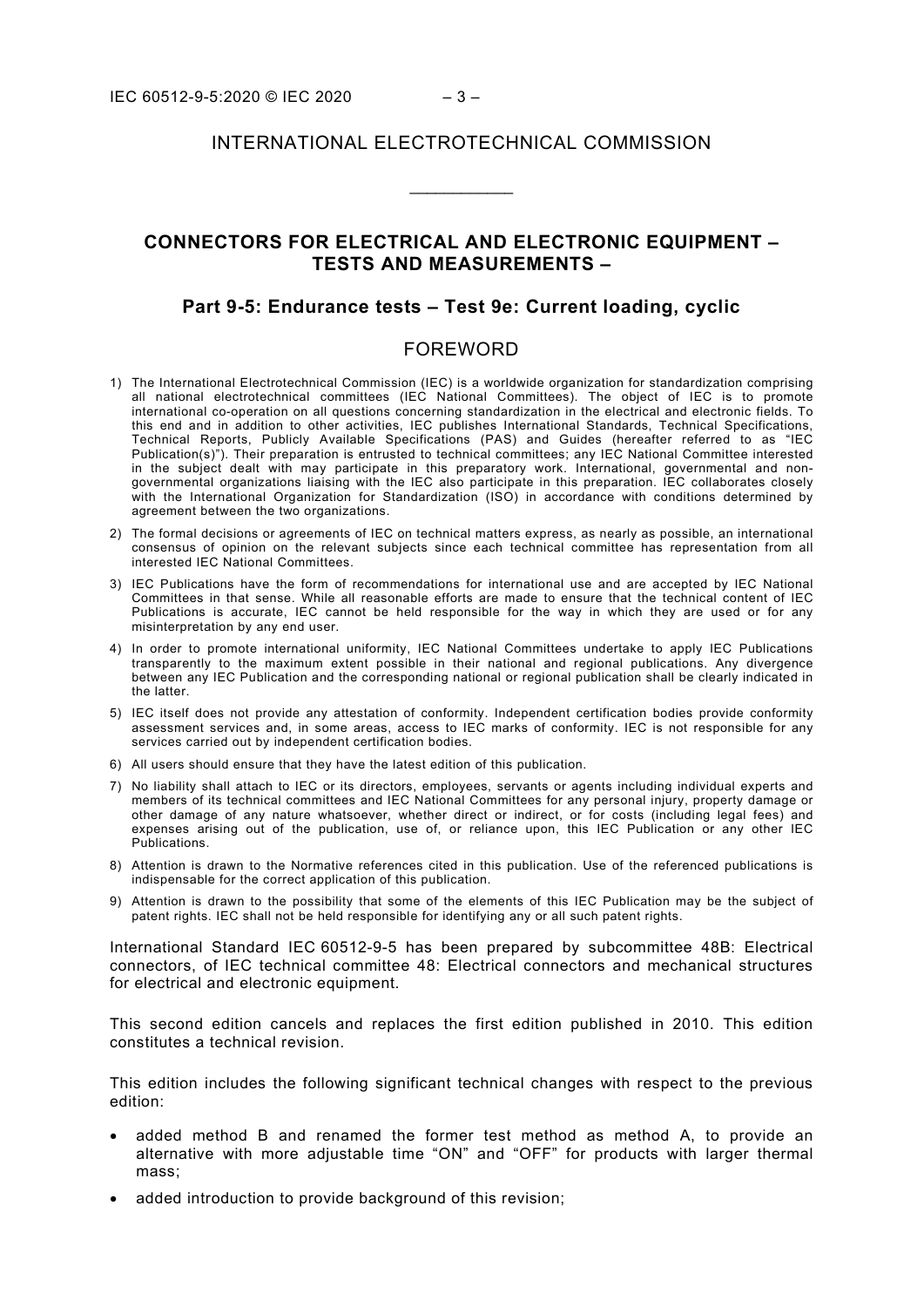# INTERNATIONAL ELECTROTECHNICAL COMMISSION

\_\_\_\_\_\_\_\_\_\_\_\_

## CONNECTORS FOR ELECTRICAL AND ELECTRONIC EQUIPMENT – TESTS AND MEASUREMENTS –

### Part 9-5: Endurance tests – Test 9e: Current loading, cyclic

## FOREWORD

1) The International Electrotechnical Commission (IEC) is a worldwide organization for standardization comprising all national electrotechnical committees (IEC National Committees). The object of IEC is to promote international co-operation on all questions concerning standardization in the electrical and electronic fields. To this end and in addition to other activities, IEC publishes International Standards, Technical Specifications, Technical Reports, Publicly Available Specifications (PAS) and Guides (hereafter referred to as "IEC Publication(s)"). Their preparation is entrusted to technical committees; any IEC National Committee interested in the subject dealt with may participate in this preparatory work. International, governmental and non-governmental organizations liaising with the IEC also participate in this preparation. IEC collaborates closely with the International Organization for Standardization (ISO) in accordance with conditions determined by agreement between the two organizations.
2) The formal decisions or agreements of IEC on technical matters express, as nearly as possible, an international consensus of opinion on the relevant subjects since each technical committee has representation from all interested IEC National Committees.
3) IEC Publications have the form of recommendations for international use and are accepted by IEC National Committees in that sense. While all reasonable efforts are made to ensure that the technical content of IEC Publications is accurate, IEC cannot be held responsible for the way in which they are used or for any misinterpretation by any end user.
4) In order to promote international uniformity, IEC National Committees undertake to apply IEC Publications transparently to the maximum extent possible in their national and regional publications. Any divergence between any IEC Publication and the corresponding national or regional publication shall be clearly indicated in the latter.
5) IEC itself does not provide any attestation of conformity. Independent certification bodies provide conformity assessment services and, in some areas, access to IEC marks of conformity. IEC is not responsible for any services carried out by independent certification bodies.
6) All users should ensure that they have the latest edition of this publication.
7) No liability shall attach to IEC or its directors, employees, servants or agents including individual experts and members of its technical committees and IEC National Committees for any personal injury, property damage or other damage of any nature whatsoever, whether direct or indirect, or for costs (including legal fees) and expenses arising out of the publication, use of, or reliance upon, this IEC Publication or any other IEC Publications.
8) Attention is drawn to the Normative references cited in this publication. Use of the referenced publications is indispensable for the correct application of this publication.
9) Attention is drawn to the possibility that some of the elements of this IEC Publication may be the subject of patent rights. IEC shall not be held responsible for identifying any or all such patent rights.

International Standard IEC 60512-9-5 has been prepared by subcommittee 48B: Electrical connectors, of IEC technical committee 48: Electrical connectors and mechanical structures for electrical and electronic equipment.

This second edition cancels and replaces the first edition published in 2010. This edition constitutes a technical revision.

This edition includes the following significant technical changes with respect to the previous edition:

- added method B and renamed the former test method as method A, to provide an alternative with more adjustable time "ON" and "OFF" for products with larger thermal mass;
- added introduction to provide background of this revision;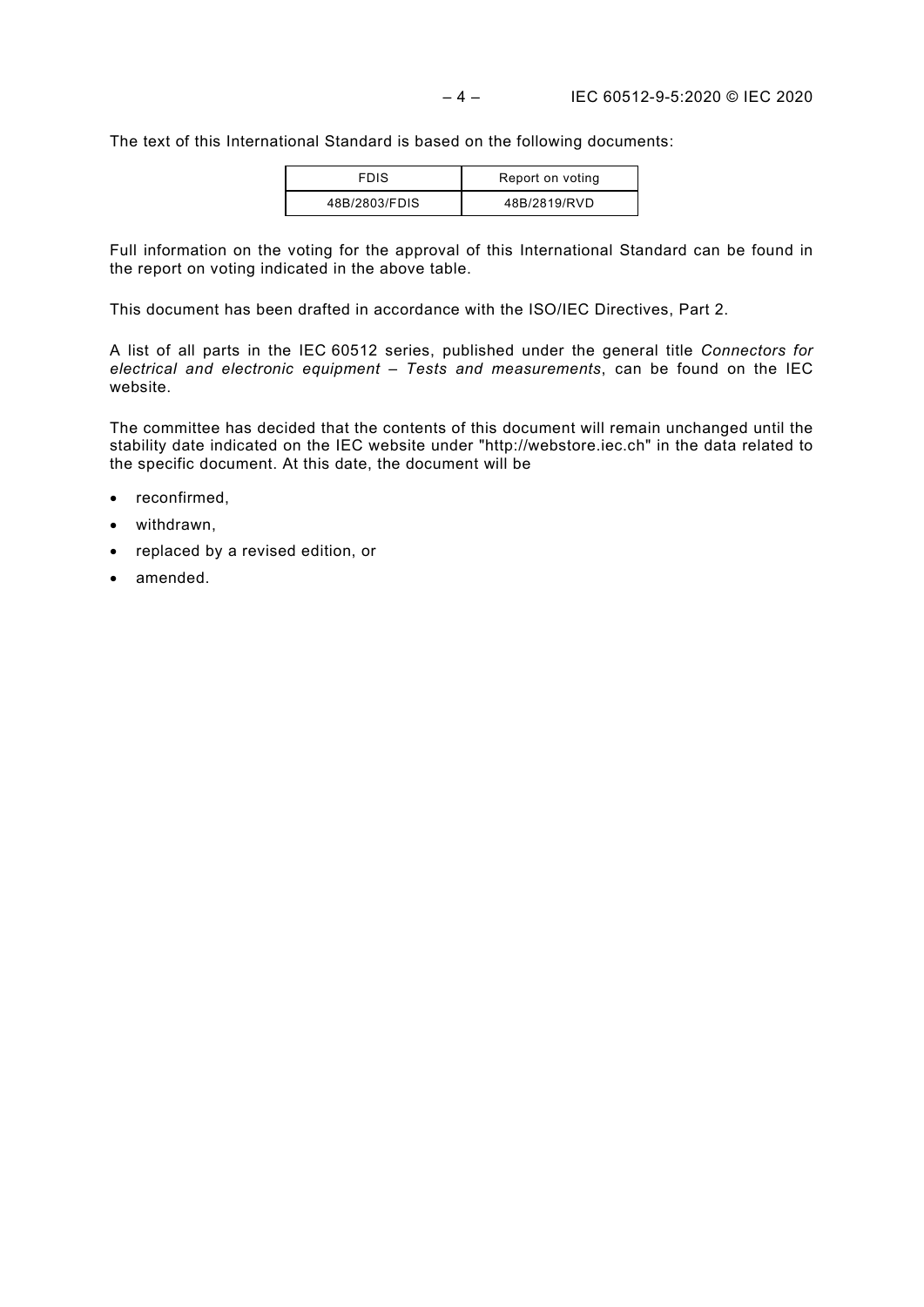The text of this International Standard is based on the following documents:

| FDIS | Report on voting |
| --- | --- |
| 48B/2803/FDIS | 48B/2819/RVD |

Full information on the voting for the approval of this International Standard can be found in the report on voting indicated in the above table.

This document has been drafted in accordance with the ISO/IEC Directives, Part 2.

A list of all parts in the IEC 60512 series, published under the general title *Connectors for electrical and electronic equipment – Tests and measurements*, can be found on the IEC website.

The committee has decided that the contents of this document will remain unchanged until the stability date indicated on the IEC website under "http://webstore.iec.ch" in the data related to the specific document. At this date, the document will be

- reconfirmed,
- withdrawn,
- replaced by a revised edition, or
- amended.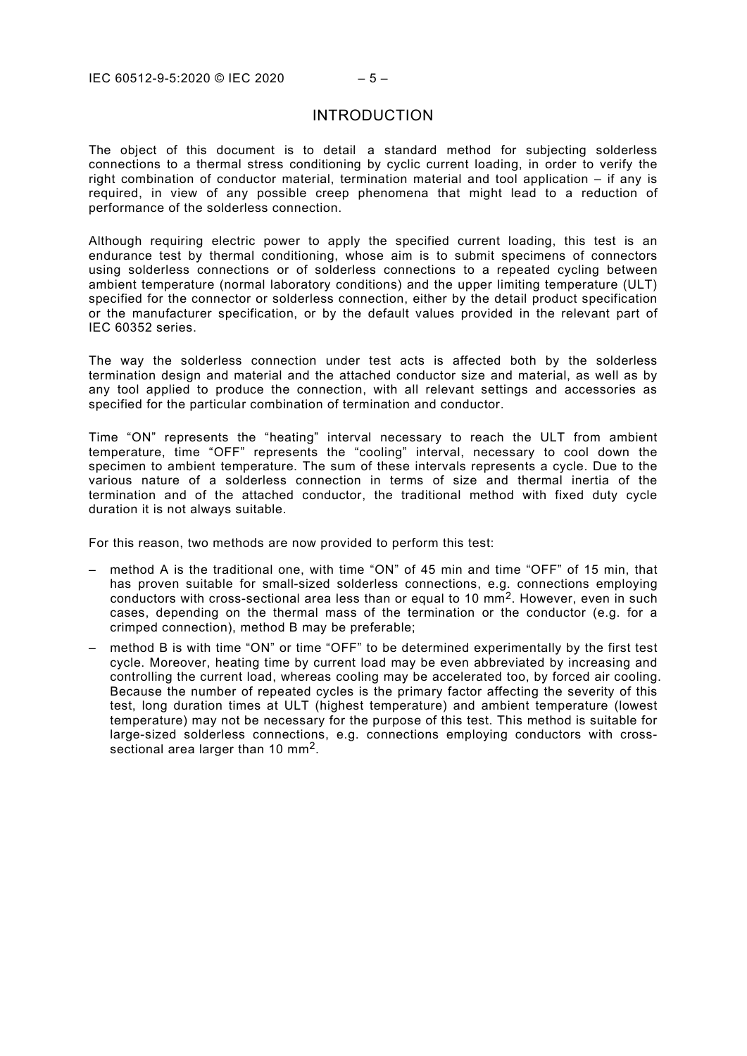# INTRODUCTION

The object of this document is to detail a standard method for subjecting solderless connections to a thermal stress conditioning by cyclic current loading, in order to verify the right combination of conductor material, termination material and tool application – if any is required, in view of any possible creep phenomena that might lead to a reduction of performance of the solderless connection.

Although requiring electric power to apply the specified current loading, this test is an endurance test by thermal conditioning, whose aim is to submit specimens of connectors using solderless connections or of solderless connections to a repeated cycling between ambient temperature (normal laboratory conditions) and the upper limiting temperature (ULT) specified for the connector or solderless connection, either by the detail product specification or the manufacturer specification, or by the default values provided in the relevant part of IEC 60352 series.

The way the solderless connection under test acts is affected both by the solderless termination design and material and the attached conductor size and material, as well as by any tool applied to produce the connection, with all relevant settings and accessories as specified for the particular combination of termination and conductor.

Time "ON" represents the "heating" interval necessary to reach the ULT from ambient temperature, time "OFF" represents the "cooling" interval, necessary to cool down the specimen to ambient temperature. The sum of these intervals represents a cycle. Due to the various nature of a solderless connection in terms of size and thermal inertia of the termination and of the attached conductor, the traditional method with fixed duty cycle duration it is not always suitable.

For this reason, two methods are now provided to perform this test:

- method A is the traditional one, with time "ON" of 45 min and time "OFF" of 15 min, that has proven suitable for small-sized solderless connections, e.g. connections employing conductors with cross-sectional area less than or equal to 10 $mm^2$. However, even in such cases, depending on the thermal mass of the termination or the conductor (e.g. for a crimped connection), method B may be preferable;
- method B is with time "ON" or time "OFF" to be determined experimentally by the first test cycle. Moreover, heating time by current load may be even abbreviated by increasing and controlling the current load, whereas cooling may be accelerated too, by forced air cooling. Because the number of repeated cycles is the primary factor affecting the severity of this test, long duration times at ULT (highest temperature) and ambient temperature (lowest temperature) may not be necessary for the purpose of this test. This method is suitable for large-sized solderless connections, e.g. connections employing conductors with cross-sectional area larger than 10 $mm^2$.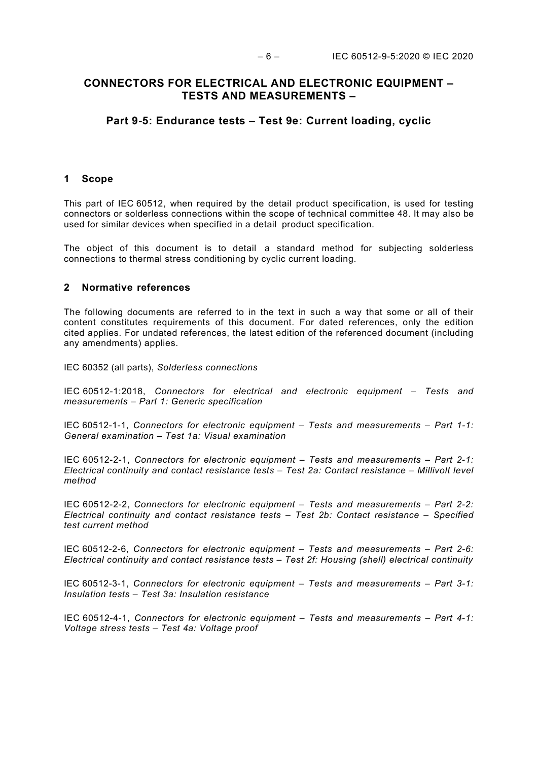# CONNECTORS FOR ELECTRICAL AND ELECTRONIC EQUIPMENT – TESTS AND MEASUREMENTS –

## Part 9-5: Endurance tests – Test 9e: Current loading, cyclic

## 1 Scope

This part of IEC 60512, when required by the detail product specification, is used for testing connectors or solderless connections within the scope of technical committee 48. It may also be used for similar devices when specified in a detail product specification.

The object of this document is to detail a standard method for subjecting solderless connections to thermal stress conditioning by cyclic current loading.

## 2 Normative references

The following documents are referred to in the text in such a way that some or all of their content constitutes requirements of this document. For dated references, only the edition cited applies. For undated references, the latest edition of the referenced document (including any amendments) applies.

IEC 60352 (all parts), *Solderless connections*

IEC 60512-1:2018, *Connectors for electrical and electronic equipment – Tests and measurements – Part 1: Generic specification*

IEC 60512-1-1, *Connectors for electronic equipment – Tests and measurements – Part 1-1: General examination – Test 1a: Visual examination*

IEC 60512-2-1, *Connectors for electronic equipment – Tests and measurements – Part 2-1: Electrical continuity and contact resistance tests – Test 2a: Contact resistance – Millivolt level method*

IEC 60512-2-2, *Connectors for electronic equipment – Tests and measurements – Part 2-2: Electrical continuity and contact resistance tests – Test 2b: Contact resistance – Specified test current method*

IEC 60512-2-6, *Connectors for electronic equipment – Tests and measurements – Part 2-6: Electrical continuity and contact resistance tests – Test 2f: Housing (shell) electrical continuity*

IEC 60512-3-1, *Connectors for electronic equipment – Tests and measurements – Part 3-1: Insulation tests – Test 3a: Insulation resistance*

IEC 60512-4-1, *Connectors for electronic equipment – Tests and measurements – Part 4-1: Voltage stress tests – Test 4a: Voltage proof*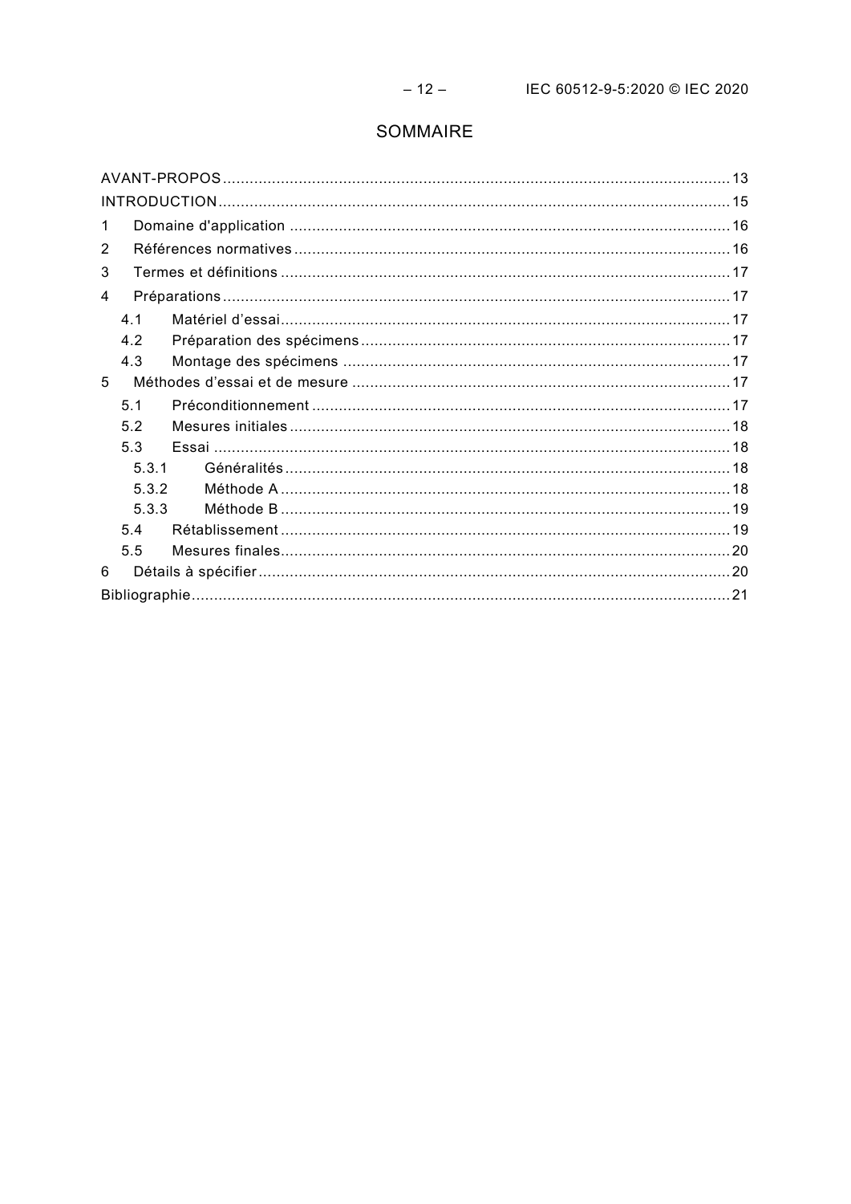# SOMMAIRE

AVANT-PROPOS ....................................................................................................................... 13
INTRODUCTION ....................................................................................................................... 15
1 Domaine d'application ......................................................................................................... 16
2 Références normatives ........................................................................................................ 16
3 Termes et définitions ........................................................................................................... 17
4 Préparations ......................................................................................................................... 17
  4.1 Matériel d'essai ............................................................................................................... 17
  4.2 Préparation des spécimens .............................................................................................. 17
  4.3 Montage des spécimens .................................................................................................. 17
5 Méthodes d'essai et de mesure ............................................................................................ 17
  5.1 Préconditionnement ......................................................................................................... 17
  5.2 Mesures initiales .............................................................................................................. 18
  5.3 Essai ................................................................................................................................ 18
    5.3.1 Généralités ................................................................................................................. 18
    5.3.2 Méthode A .................................................................................................................. 18
    5.3.3 Méthode B .................................................................................................................. 19
  5.4 Rétablissement ................................................................................................................. 19
  5.5 Mesures finales ................................................................................................................ 20
6 Détails à spécifier ................................................................................................................. 20
Bibliographie ............................................................................................................................. 21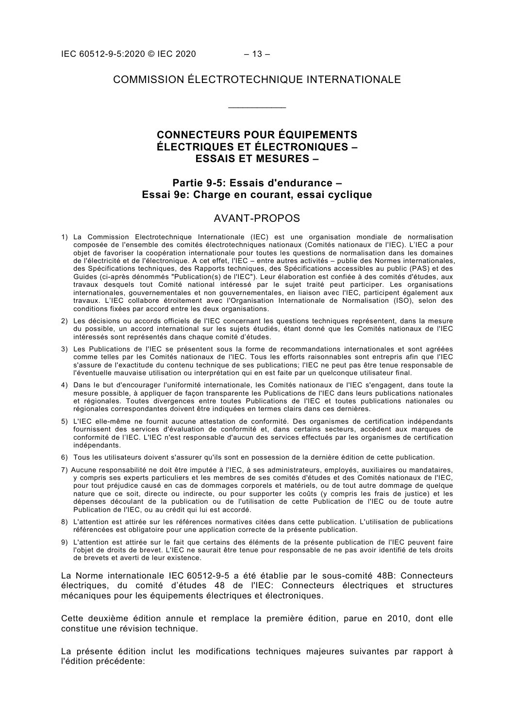# COMMISSION ÉLECTROTECHNIQUE INTERNATIONALE

___________

## CONNECTEURS POUR ÉQUIPEMENTS ÉLECTRIQUES ET ÉLECTRONIQUES – ESSAIS ET MESURES –

### Partie 9-5: Essais d'endurance – Essai 9e: Charge en courant, essai cyclique

## AVANT-PROPOS

1) La Commission Electrotechnique Internationale (IEC) est une organisation mondiale de normalisation composée de l'ensemble des comités électrotechniques nationaux (Comités nationaux de l'IEC). L'IEC a pour objet de favoriser la coopération internationale pour toutes les questions de normalisation dans les domaines de l'électricité et de l'électronique. A cet effet, l'IEC – entre autres activités – publie des Normes internationales, des Spécifications techniques, des Rapports techniques, des Spécifications accessibles au public (PAS) et des Guides (ci-après dénommés "Publication(s) de l'IEC"). Leur élaboration est confiée à des comités d'études, aux travaux desquels tout Comité national intéressé par le sujet traité peut participer. Les organisations internationales, gouvernementales et non gouvernementales, en liaison avec l'IEC, participent également aux travaux. L'IEC collabore étroitement avec l'Organisation Internationale de Normalisation (ISO), selon des conditions fixées par accord entre les deux organisations.
2) Les décisions ou accords officiels de l'IEC concernant les questions techniques représentent, dans la mesure du possible, un accord international sur les sujets étudiés, étant donné que les Comités nationaux de l'IEC intéressés sont représentés dans chaque comité d'études.
3) Les Publications de l'IEC se présentent sous la forme de recommandations internationales et sont agréées comme telles par les Comités nationaux de l'IEC. Tous les efforts raisonnables sont entrepris afin que l'IEC s'assure de l'exactitude du contenu technique de ses publications; l'IEC ne peut pas être tenue responsable de l'éventuelle mauvaise utilisation ou interprétation qui en est faite par un quelconque utilisateur final.
4) Dans le but d'encourager l'uniformité internationale, les Comités nationaux de l'IEC s'engagent, dans toute la mesure possible, à appliquer de façon transparente les Publications de l'IEC dans leurs publications nationales et régionales. Toutes divergences entre toutes Publications de l'IEC et toutes publications nationales ou régionales correspondantes doivent être indiquées en termes clairs dans ces dernières.
5) L'IEC elle-même ne fournit aucune attestation de conformité. Des organismes de certification indépendants fournissent des services d'évaluation de conformité et, dans certains secteurs, accèdent aux marques de conformité de l'IEC. L'IEC n'est responsable d'aucun des services effectués par les organismes de certification indépendants.
6) Tous les utilisateurs doivent s'assurer qu'ils sont en possession de la dernière édition de cette publication.
7) Aucune responsabilité ne doit être imputée à l'IEC, à ses administrateurs, employés, auxiliaires ou mandataires, y compris ses experts particuliers et les membres de ses comités d'études et des Comités nationaux de l'IEC, pour tout préjudice causé en cas de dommages corporels et matériels, ou de tout autre dommage de quelque nature que ce soit, directe ou indirecte, ou pour supporter les coûts (y compris les frais de justice) et les dépenses découlant de la publication ou de l'utilisation de cette Publication de l'IEC ou de toute autre Publication de l'IEC, ou au crédit qui lui est accordé.
8) L'attention est attirée sur les références normatives citées dans cette publication. L'utilisation de publications référencées est obligatoire pour une application correcte de la présente publication.
9) L'attention est attirée sur le fait que certains des éléments de la présente publication de l'IEC peuvent faire l'objet de droits de brevet. L'IEC ne saurait être tenue pour responsable de ne pas avoir identifié de tels droits de brevets et averti de leur existence.

La Norme internationale IEC 60512-9-5 a été établie par le sous-comité 48B: Connecteurs électriques, du comité d'études 48 de l'IEC: Connecteurs électriques et structures mécaniques pour les équipements électriques et électroniques.

Cette deuxième édition annule et remplace la première édition, parue en 2010, dont elle constitue une révision technique.

La présente édition inclut les modifications techniques majeures suivantes par rapport à l'édition précédente: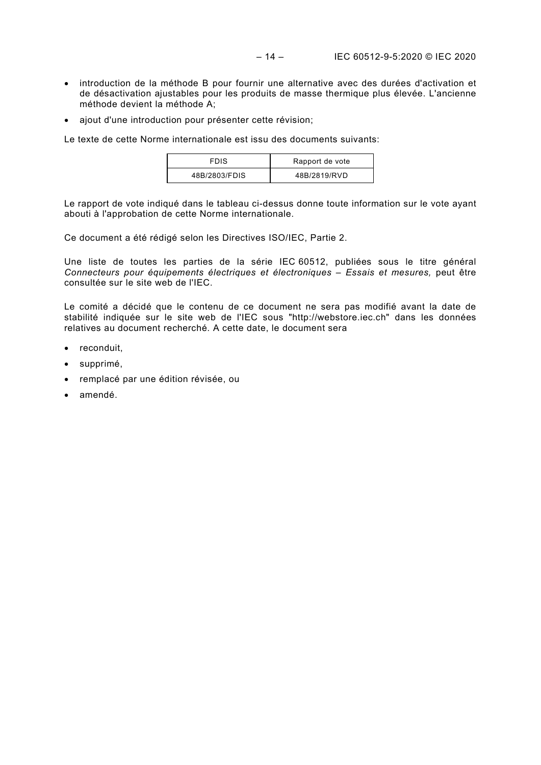- introduction de la méthode B pour fournir une alternative avec des durées d'activation et de désactivation ajustables pour les produits de masse thermique plus élevée. L'ancienne méthode devient la méthode A;
- ajout d'une introduction pour présenter cette révision;

Le texte de cette Norme internationale est issu des documents suivants:

| FDIS | Rapport de vote |
|---|---|
| 48B/2803/FDIS | 48B/2819/RVD |

Le rapport de vote indiqué dans le tableau ci-dessus donne toute information sur le vote ayant abouti à l'approbation de cette Norme internationale.

Ce document a été rédigé selon les Directives ISO/IEC, Partie 2.

Une liste de toutes les parties de la série IEC 60512, publiées sous le titre général *Connecteurs pour équipements électriques et électroniques – Essais et mesures,* peut être consultée sur le site web de l'IEC.

Le comité a décidé que le contenu de ce document ne sera pas modifié avant la date de stabilité indiquée sur le site web de l'IEC sous "http://webstore.iec.ch" dans les données relatives au document recherché. A cette date, le document sera

- reconduit,
- supprimé,
- remplacé par une édition révisée, ou
- amendé.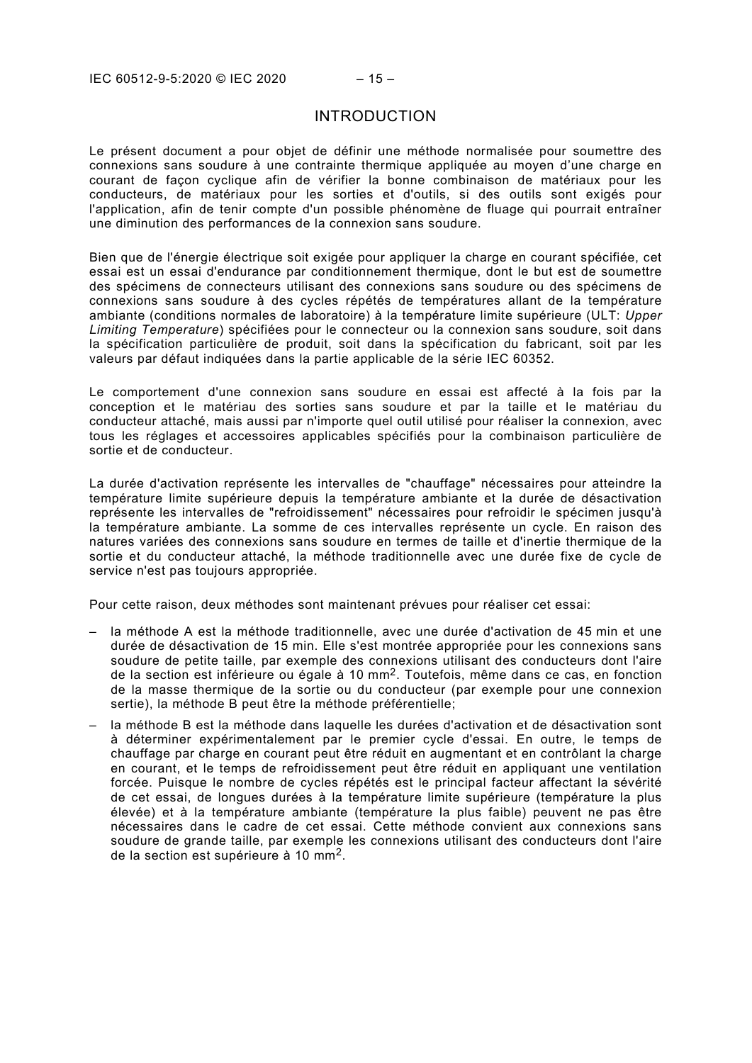# INTRODUCTION

Le présent document a pour objet de définir une méthode normalisée pour soumettre des connexions sans soudure à une contrainte thermique appliquée au moyen d'une charge en courant de façon cyclique afin de vérifier la bonne combinaison de matériaux pour les conducteurs, de matériaux pour les sorties et d'outils, si des outils sont exigés pour l'application, afin de tenir compte d'un possible phénomène de fluage qui pourrait entraîner une diminution des performances de la connexion sans soudure.

Bien que de l'énergie électrique soit exigée pour appliquer la charge en courant spécifiée, cet essai est un essai d'endurance par conditionnement thermique, dont le but est de soumettre des spécimens de connecteurs utilisant des connexions sans soudure ou des spécimens de connexions sans soudure à des cycles répétés de températures allant de la température ambiante (conditions normales de laboratoire) à la température limite supérieure (ULT: *Upper Limiting Temperature*) spécifiées pour le connecteur ou la connexion sans soudure, soit dans la spécification particulière de produit, soit dans la spécification du fabricant, soit par les valeurs par défaut indiquées dans la partie applicable de la série IEC 60352.

Le comportement d'une connexion sans soudure en essai est affecté à la fois par la conception et le matériau des sorties sans soudure et par la taille et le matériau du conducteur attaché, mais aussi par n'importe quel outil utilisé pour réaliser la connexion, avec tous les réglages et accessoires applicables spécifiés pour la combinaison particulière de sortie et de conducteur.

La durée d'activation représente les intervalles de "chauffage" nécessaires pour atteindre la température limite supérieure depuis la température ambiante et la durée de désactivation représente les intervalles de "refroidissement" nécessaires pour refroidir le spécimen jusqu'à la température ambiante. La somme de ces intervalles représente un cycle. En raison des natures variées des connexions sans soudure en termes de taille et d'inertie thermique de la sortie et du conducteur attaché, la méthode traditionnelle avec une durée fixe de cycle de service n'est pas toujours appropriée.

Pour cette raison, deux méthodes sont maintenant prévues pour réaliser cet essai:

– la méthode A est la méthode traditionnelle, avec une durée d'activation de 45 min et une durée de désactivation de 15 min. Elle s'est montrée appropriée pour les connexions sans soudure de petite taille, par exemple des connexions utilisant des conducteurs dont l'aire de la section est inférieure ou égale à 10 mm$^2$. Toutefois, même dans ce cas, en fonction de la masse thermique de la sortie ou du conducteur (par exemple pour une connexion sertie), la méthode B peut être la méthode préférentielle;

– la méthode B est la méthode dans laquelle les durées d'activation et de désactivation sont à déterminer expérimentalement par le premier cycle d'essai. En outre, le temps de chauffage par charge en courant peut être réduit en augmentant et en contrôlant la charge en courant, et le temps de refroidissement peut être réduit en appliquant une ventilation forcée. Puisque le nombre de cycles répétés est le principal facteur affectant la sévérité de cet essai, de longues durées à la température limite supérieure (température la plus élevée) et à la température ambiante (température la plus faible) peuvent ne pas être nécessaires dans le cadre de cet essai. Cette méthode convient aux connexions sans soudure de grande taille, par exemple les connexions utilisant des conducteurs dont l'aire de la section est supérieure à 10 mm$^2$.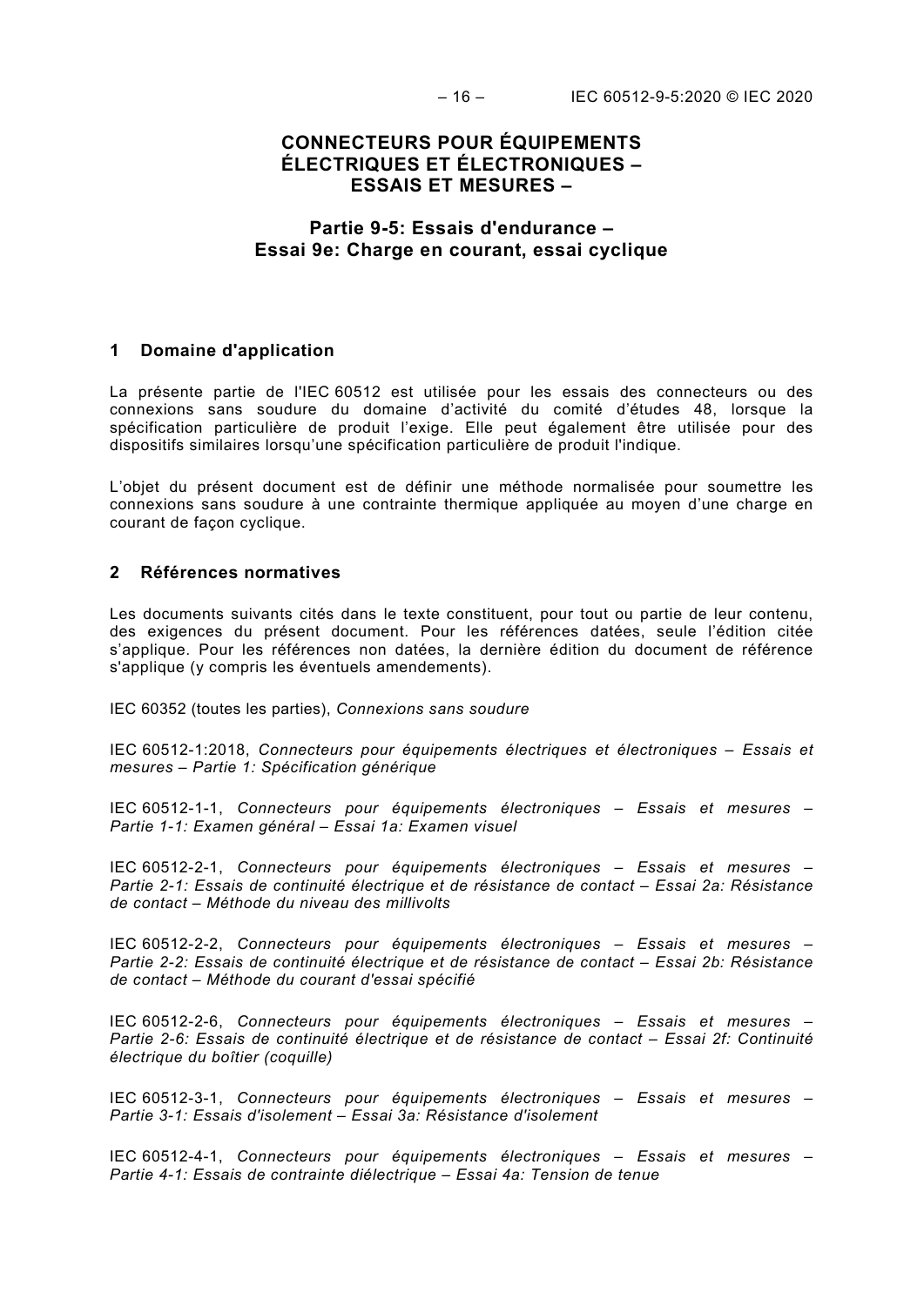# CONNECTEURS POUR ÉQUIPEMENTS ÉLECTRIQUES ET ÉLECTRONIQUES – ESSAIS ET MESURES –

## Partie 9-5: Essais d'endurance – Essai 9e: Charge en courant, essai cyclique

## 1 Domaine d'application

La présente partie de l'IEC 60512 est utilisée pour les essais des connecteurs ou des connexions sans soudure du domaine d'activité du comité d'études 48, lorsque la spécification particulière de produit l'exige. Elle peut également être utilisée pour des dispositifs similaires lorsqu'une spécification particulière de produit l'indique.

L'objet du présent document est de définir une méthode normalisée pour soumettre les connexions sans soudure à une contrainte thermique appliquée au moyen d'une charge en courant de façon cyclique.

## 2 Références normatives

Les documents suivants cités dans le texte constituent, pour tout ou partie de leur contenu, des exigences du présent document. Pour les références datées, seule l'édition citée s'applique. Pour les références non datées, la dernière édition du document de référence s'applique (y compris les éventuels amendements).

IEC 60352 (toutes les parties), *Connexions sans soudure*

IEC 60512-1:2018, *Connecteurs pour équipements électriques et électroniques – Essais et mesures – Partie 1: Spécification générique*

IEC 60512-1-1, *Connecteurs pour équipements électroniques – Essais et mesures – Partie 1-1: Examen général – Essai 1a: Examen visuel*

IEC 60512-2-1, *Connecteurs pour équipements électroniques – Essais et mesures – Partie 2-1: Essais de continuité électrique et de résistance de contact – Essai 2a: Résistance de contact – Méthode du niveau des millivolts*

IEC 60512-2-2, *Connecteurs pour équipements électroniques – Essais et mesures – Partie 2-2: Essais de continuité électrique et de résistance de contact – Essai 2b: Résistance de contact – Méthode du courant d'essai spécifié*

IEC 60512-2-6, *Connecteurs pour équipements électroniques – Essais et mesures – Partie 2-6: Essais de continuité électrique et de résistance de contact – Essai 2f: Continuité électrique du boîtier (coquille)*

IEC 60512-3-1, *Connecteurs pour équipements électroniques – Essais et mesures – Partie 3-1: Essais d'isolement – Essai 3a: Résistance d'isolement*

IEC 60512-4-1, *Connecteurs pour équipements électroniques – Essais et mesures – Partie 4-1: Essais de contrainte diélectrique – Essai 4a: Tension de tenue*